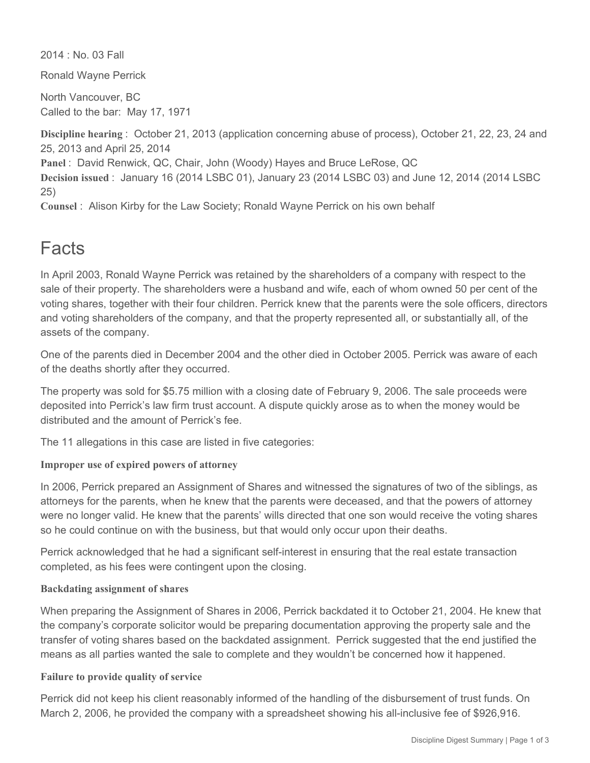2014 : No. 03 Fall

Ronald Wayne Perrick

North Vancouver, BC
Called to the bar: May 17, 1971

**Discipline hearing** : October 21, 2013 (application concerning abuse of process), October 21, 22, 23, 24 and 25, 2013 and April 25, 2014
**Panel** : David Renwick, QC, Chair, John (Woody) Hayes and Bruce LeRose, QC
**Decision issued** : January 16 (2014 LSBC 01), January 23 (2014 LSBC 03) and June 12, 2014 (2014 LSBC 25)
**Counsel** : Alison Kirby for the Law Society; Ronald Wayne Perrick on his own behalf

# Facts

In April 2003, Ronald Wayne Perrick was retained by the shareholders of a company with respect to the sale of their property. The shareholders were a husband and wife, each of whom owned 50 per cent of the voting shares, together with their four children. Perrick knew that the parents were the sole officers, directors and voting shareholders of the company, and that the property represented all, or substantially all, of the assets of the company.

One of the parents died in December 2004 and the other died in October 2005. Perrick was aware of each of the deaths shortly after they occurred.

The property was sold for $5.75 million with a closing date of February 9, 2006. The sale proceeds were deposited into Perrick's law firm trust account. A dispute quickly arose as to when the money would be distributed and the amount of Perrick's fee.

The 11 allegations in this case are listed in five categories:

**Improper use of expired powers of attorney**

In 2006, Perrick prepared an Assignment of Shares and witnessed the signatures of two of the siblings, as attorneys for the parents, when he knew that the parents were deceased, and that the powers of attorney were no longer valid. He knew that the parents' wills directed that one son would receive the voting shares so he could continue on with the business, but that would only occur upon their deaths.

Perrick acknowledged that he had a significant self-interest in ensuring that the real estate transaction completed, as his fees were contingent upon the closing.

**Backdating assignment of shares**

When preparing the Assignment of Shares in 2006, Perrick backdated it to October 21, 2004. He knew that the company's corporate solicitor would be preparing documentation approving the property sale and the transfer of voting shares based on the backdated assignment. Perrick suggested that the end justified the means as all parties wanted the sale to complete and they wouldn't be concerned how it happened.

**Failure to provide quality of service**

Perrick did not keep his client reasonably informed of the handling of the disbursement of trust funds. On March 2, 2006, he provided the company with a spreadsheet showing his all-inclusive fee of $926,916.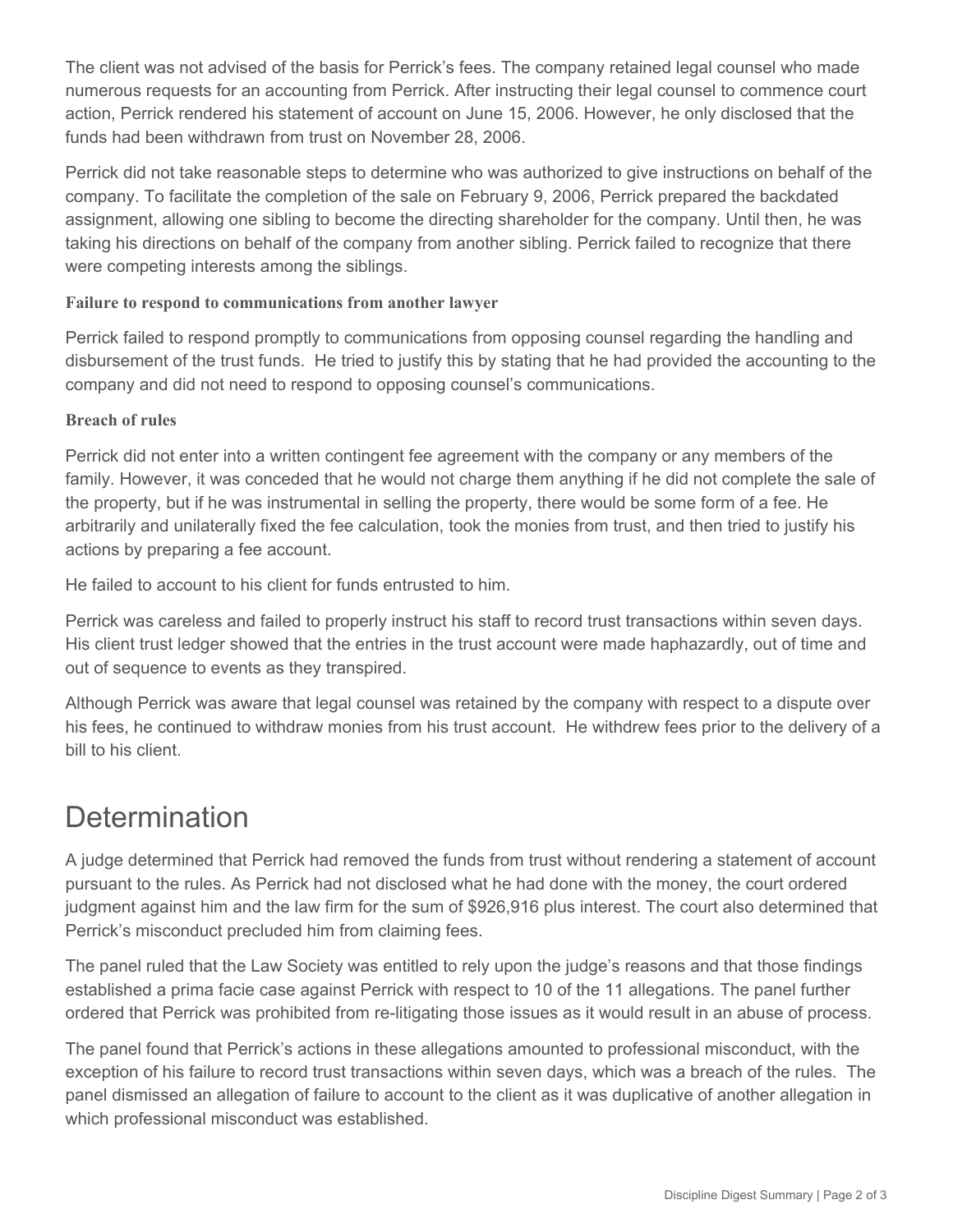The client was not advised of the basis for Perrick's fees. The company retained legal counsel who made numerous requests for an accounting from Perrick. After instructing their legal counsel to commence court action, Perrick rendered his statement of account on June 15, 2006. However, he only disclosed that the funds had been withdrawn from trust on November 28, 2006.

Perrick did not take reasonable steps to determine who was authorized to give instructions on behalf of the company. To facilitate the completion of the sale on February 9, 2006, Perrick prepared the backdated assignment, allowing one sibling to become the directing shareholder for the company. Until then, he was taking his directions on behalf of the company from another sibling. Perrick failed to recognize that there were competing interests among the siblings.

### Failure to respond to communications from another lawyer

Perrick failed to respond promptly to communications from opposing counsel regarding the handling and disbursement of the trust funds. He tried to justify this by stating that he had provided the accounting to the company and did not need to respond to opposing counsel's communications.

### Breach of rules

Perrick did not enter into a written contingent fee agreement with the company or any members of the family. However, it was conceded that he would not charge them anything if he did not complete the sale of the property, but if he was instrumental in selling the property, there would be some form of a fee. He arbitrarily and unilaterally fixed the fee calculation, took the monies from trust, and then tried to justify his actions by preparing a fee account.

He failed to account to his client for funds entrusted to him.

Perrick was careless and failed to properly instruct his staff to record trust transactions within seven days. His client trust ledger showed that the entries in the trust account were made haphazardly, out of time and out of sequence to events as they transpired.

Although Perrick was aware that legal counsel was retained by the company with respect to a dispute over his fees, he continued to withdraw monies from his trust account. He withdrew fees prior to the delivery of a bill to his client.

## Determination

A judge determined that Perrick had removed the funds from trust without rendering a statement of account pursuant to the rules. As Perrick had not disclosed what he had done with the money, the court ordered judgment against him and the law firm for the sum of $926,916 plus interest. The court also determined that Perrick's misconduct precluded him from claiming fees.

The panel ruled that the Law Society was entitled to rely upon the judge's reasons and that those findings established a prima facie case against Perrick with respect to 10 of the 11 allegations. The panel further ordered that Perrick was prohibited from re-litigating those issues as it would result in an abuse of process.

The panel found that Perrick's actions in these allegations amounted to professional misconduct, with the exception of his failure to record trust transactions within seven days, which was a breach of the rules. The panel dismissed an allegation of failure to account to the client as it was duplicative of another allegation in which professional misconduct was established.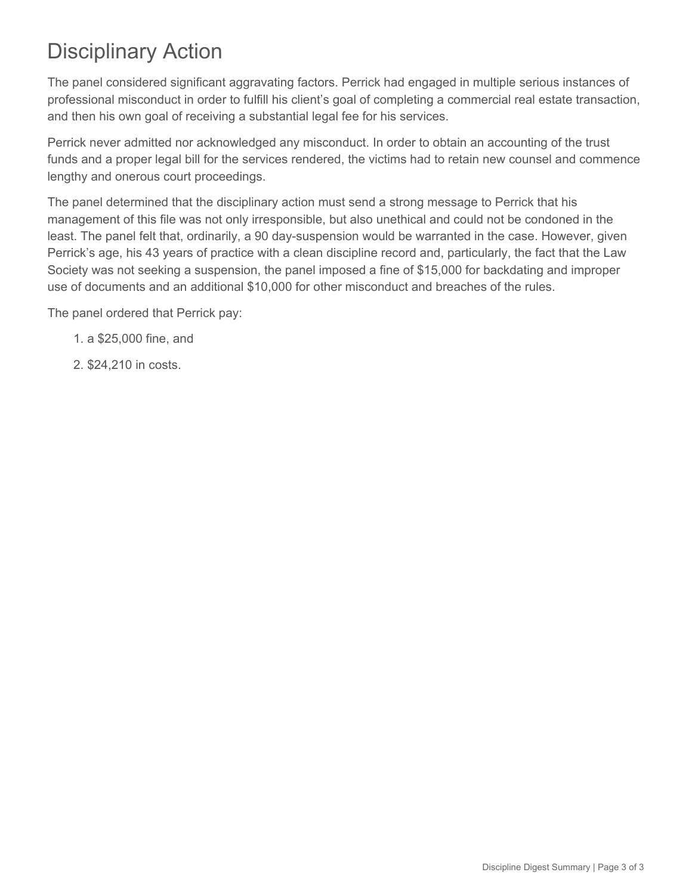# Disciplinary Action

The panel considered significant aggravating factors. Perrick had engaged in multiple serious instances of professional misconduct in order to fulfill his client's goal of completing a commercial real estate transaction, and then his own goal of receiving a substantial legal fee for his services.

Perrick never admitted nor acknowledged any misconduct. In order to obtain an accounting of the trust funds and a proper legal bill for the services rendered, the victims had to retain new counsel and commence lengthy and onerous court proceedings.

The panel determined that the disciplinary action must send a strong message to Perrick that his management of this file was not only irresponsible, but also unethical and could not be condoned in the least. The panel felt that, ordinarily, a 90 day-suspension would be warranted in the case. However, given Perrick's age, his 43 years of practice with a clean discipline record and, particularly, the fact that the Law Society was not seeking a suspension, the panel imposed a fine of $15,000 for backdating and improper use of documents and an additional $10,000 for other misconduct and breaches of the rules.

The panel ordered that Perrick pay:

1. a $25,000 fine, and
2. $24,210 in costs.